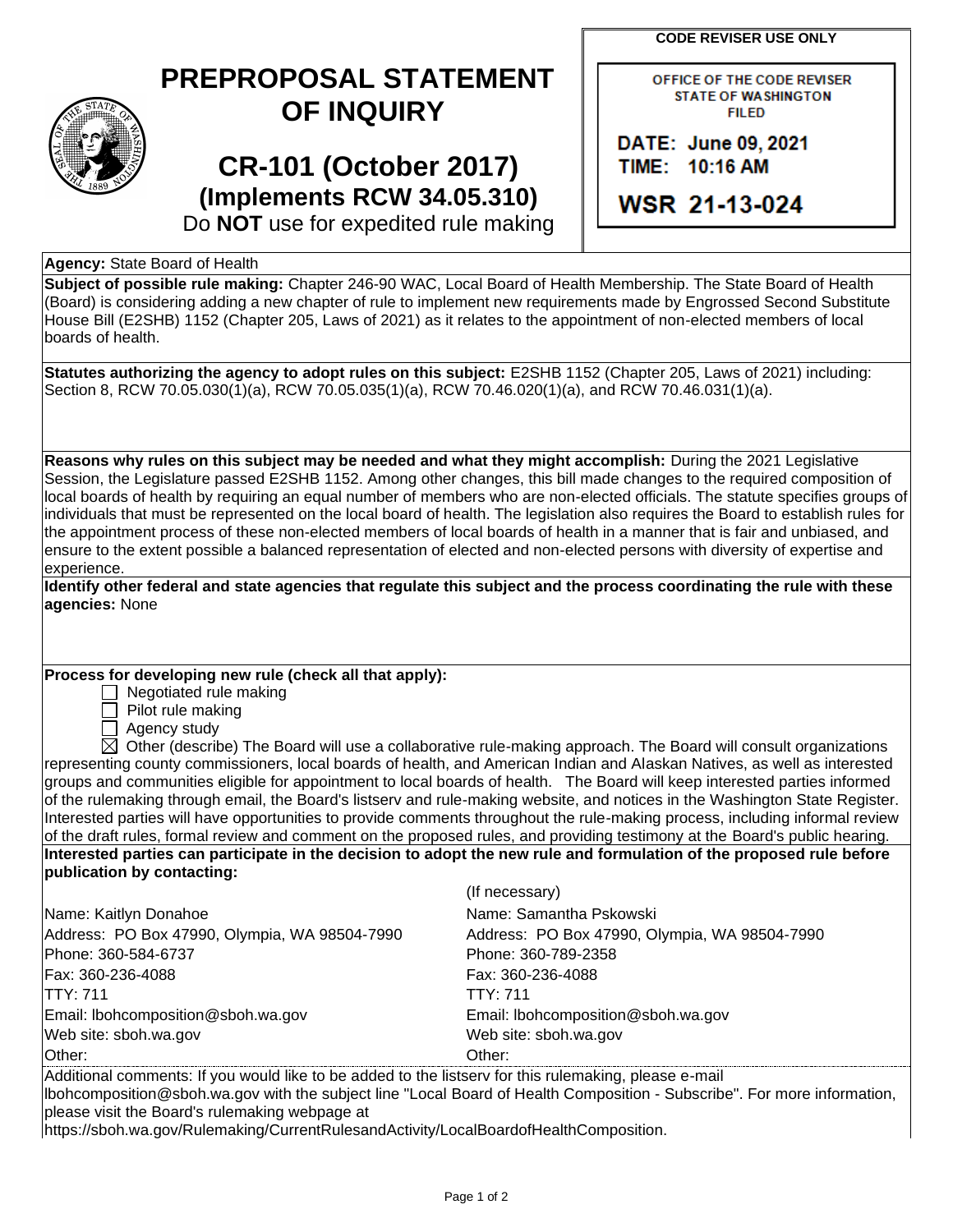# PREPROPOSAL STATEMENT OF INQUIRY

## CR-101 (October 2017)
### (Implements RCW 34.05.310)
Do **NOT** use for expedited rule making

**CODE REVISER USE ONLY**

OFFICE OF THE CODE REVISER
STATE OF WASHINGTON
FILED

DATE: June 09, 2021
TIME: 10:16 AM

WSR 21-13-024

**Agency:** State Board of Health

**Subject of possible rule making:** Chapter 246-90 WAC, Local Board of Health Membership. The State Board of Health (Board) is considering adding a new chapter of rule to implement new requirements made by Engrossed Second Substitute House Bill (E2SHB) 1152 (Chapter 205, Laws of 2021) as it relates to the appointment of non-elected members of local boards of health.

**Statutes authorizing the agency to adopt rules on this subject:** E2SHB 1152 (Chapter 205, Laws of 2021) including: Section 8, RCW 70.05.030(1)(a), RCW 70.05.035(1)(a), RCW 70.46.020(1)(a), and RCW 70.46.031(1)(a).

**Reasons why rules on this subject may be needed and what they might accomplish:** During the 2021 Legislative Session, the Legislature passed E2SHB 1152. Among other changes, this bill made changes to the required composition of local boards of health by requiring an equal number of members who are non-elected officials. The statute specifies groups of individuals that must be represented on the local board of health. The legislation also requires the Board to establish rules for the appointment process of these non-elected members of local boards of health in a manner that is fair and unbiased, and ensure to the extent possible a balanced representation of elected and non-elected persons with diversity of expertise and experience.

**Identify other federal and state agencies that regulate this subject and the process coordinating the rule with these agencies:** None

**Process for developing new rule (check all that apply):**

- ☐ Negotiated rule making
- ☐ Pilot rule making
- ☐ Agency study
- ☒ Other (describe) The Board will use a collaborative rule-making approach. The Board will consult organizations representing county commissioners, local boards of health, and American Indian and Alaskan Natives, as well as interested groups and communities eligible for appointment to local boards of health. The Board will keep interested parties informed of the rulemaking through email, the Board's listserv and rule-making website, and notices in the Washington State Register. Interested parties will have opportunities to provide comments throughout the rule-making process, including informal review of the draft rules, formal review and comment on the proposed rules, and providing testimony at the Board's public hearing.

**Interested parties can participate in the decision to adopt the new rule and formulation of the proposed rule before publication by contacting:**

| | (If necessary) |
|---|---|
| Name: Kaitlyn Donahoe | Name: Samantha Pskowski |
| Address: PO Box 47990, Olympia, WA 98504-7990 | Address: PO Box 47990, Olympia, WA 98504-7990 |
| Phone: 360-584-6737 | Phone: 360-789-2358 |
| Fax: 360-236-4088 | Fax: 360-236-4088 |
| TTY: 711 | TTY: 711 |
| Email: lbohcomposition@sboh.wa.gov | Email: lbohcomposition@sboh.wa.gov |
| Web site: sboh.wa.gov | Web site: sboh.wa.gov |
| Other: | Other: |

Additional comments: If you would like to be added to the listserv for this rulemaking, please e-mail lbohcomposition@sboh.wa.gov with the subject line "Local Board of Health Composition - Subscribe". For more information, please visit the Board's rulemaking webpage at https://sboh.wa.gov/Rulemaking/CurrentRulesandActivity/LocalBoardofHealthComposition.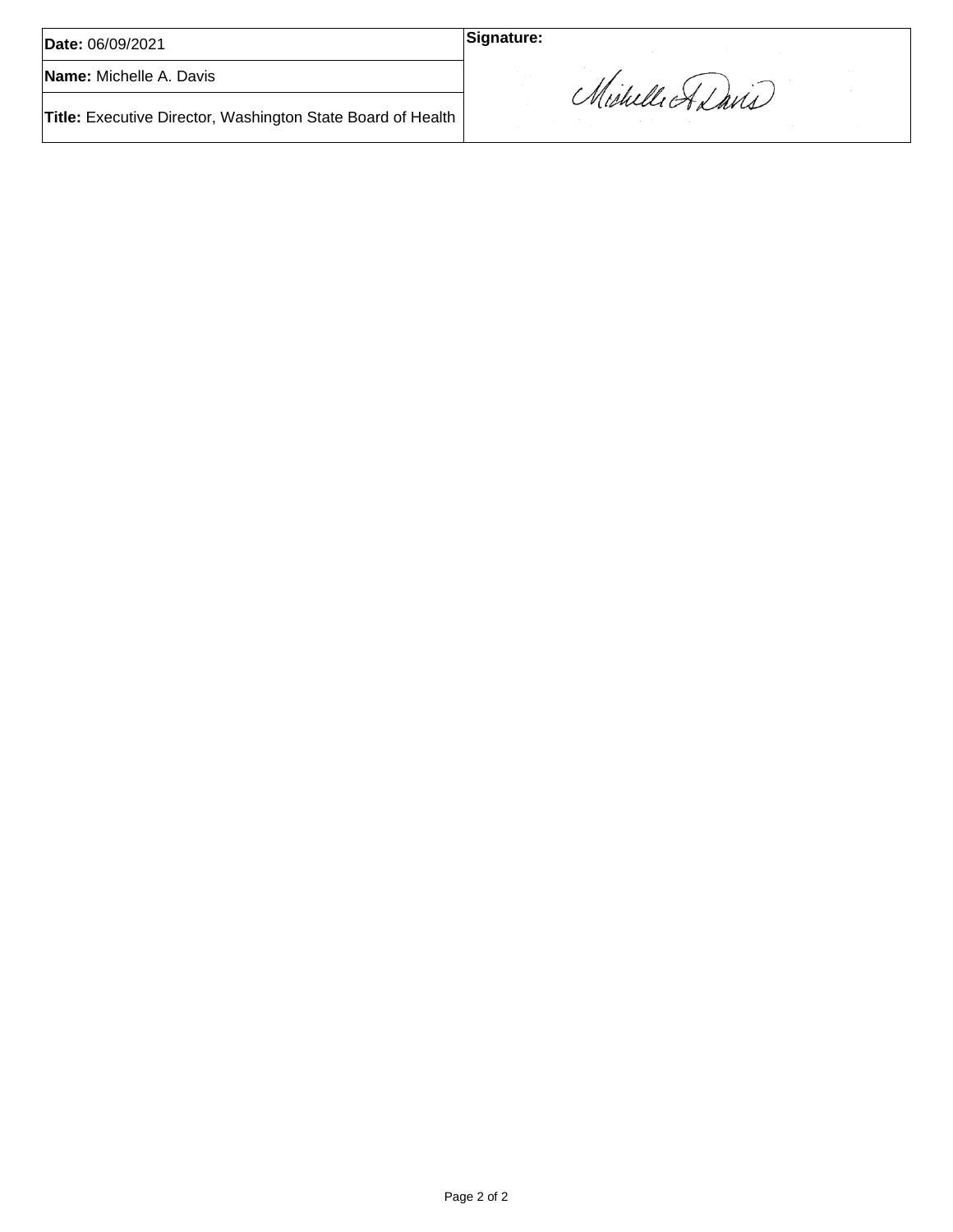| | |
|---|---|
| **Date:** 06/09/2021 | **Signature:** |
| **Name:** Michelle A. Davis | Michelle A Davis |
| **Title:** Executive Director, Washington State Board of Health | |